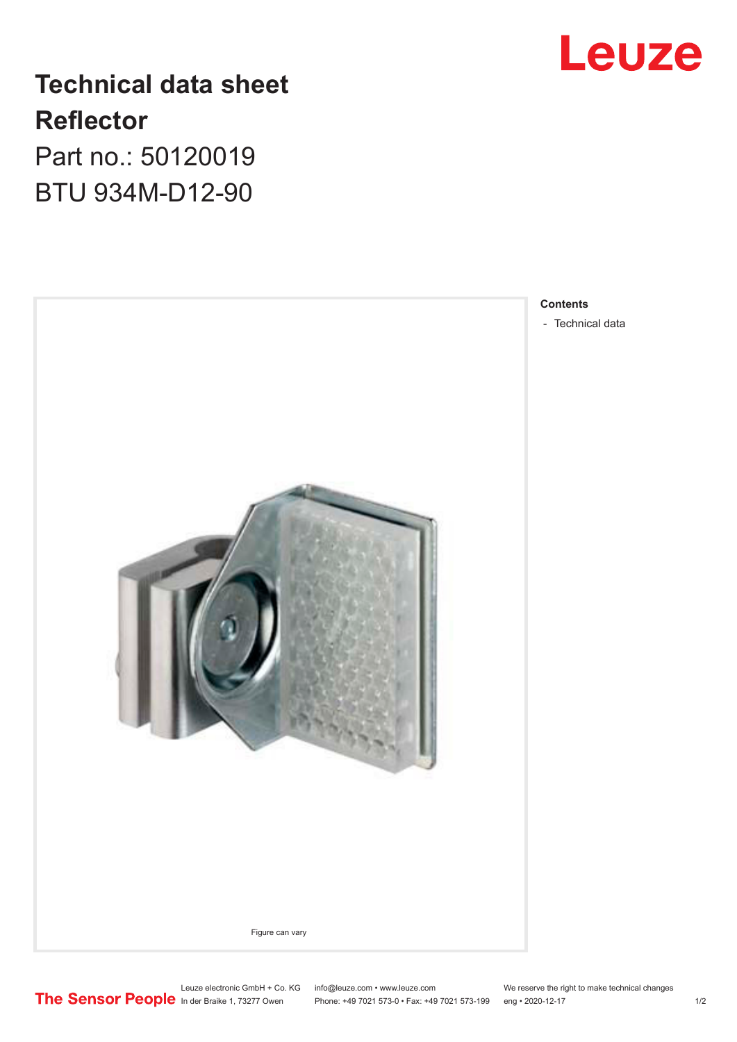# Technical data sheet

# Reflector

Part no.: 50120019

BTU 934M-D12-90

Figure can vary

**Contents**

- Technical data

Leuze electronic GmbH + Co. KG
In der Braike 1, 73277 Owen

info@leuze.com • www.leuze.com
Phone: +49 7021 573-0 • Fax: +49 7021 573-199

We reserve the right to make technical changes
eng • 2020-12-17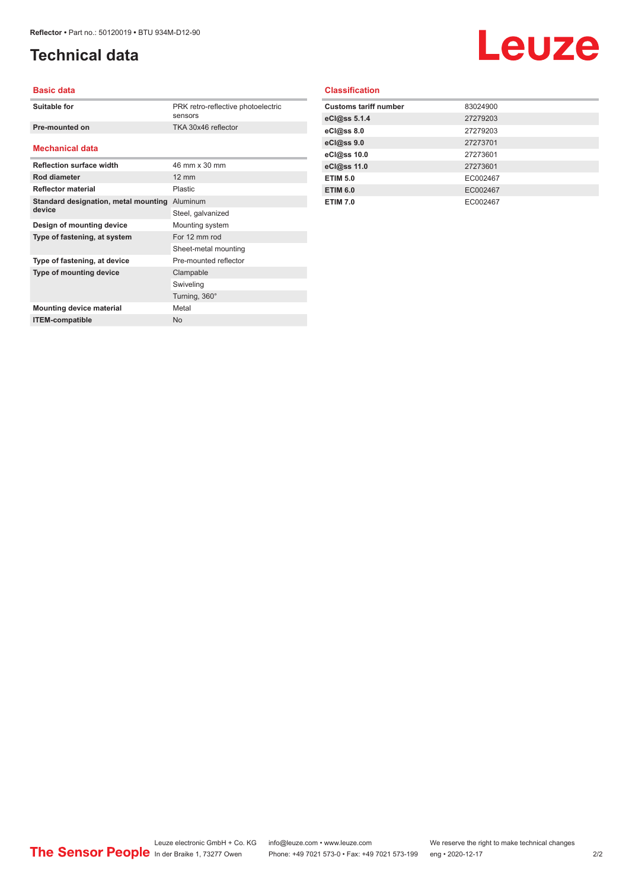# Technical data

## Basic data

| | |
|---|---|
| **Suitable for** | PRK retro-reflective photoelectric sensors |
| **Pre-mounted on** | TKA 30x46 reflector |

## Mechanical data

| | |
|---|---|
| **Reflection surface width** | 46 mm x 30 mm |
| **Rod diameter** | 12 mm |
| **Reflector material** | Plastic |
| **Standard designation, metal mounting device** | Aluminum |
| | Steel, galvanized |
| **Design of mounting device** | Mounting system |
| **Type of fastening, at system** | For 12 mm rod |
| | Sheet-metal mounting |
| **Type of fastening, at device** | Pre-mounted reflector |
| **Type of mounting device** | Clampable |
| | Swiveling |
| | Turning, 360° |
| **Mounting device material** | Metal |
| **ITEM-compatible** | No |

## Classification

| | |
|---|---|
| **Customs tariff number** | 83024900 |
| **eCl@ss 5.1.4** | 27279203 |
| **eCl@ss 8.0** | 27279203 |
| **eCl@ss 9.0** | 27273701 |
| **eCl@ss 10.0** | 27273601 |
| **eCl@ss 11.0** | 27273601 |
| **ETIM 5.0** | EC002467 |
| **ETIM 6.0** | EC002467 |
| **ETIM 7.0** | EC002467 |